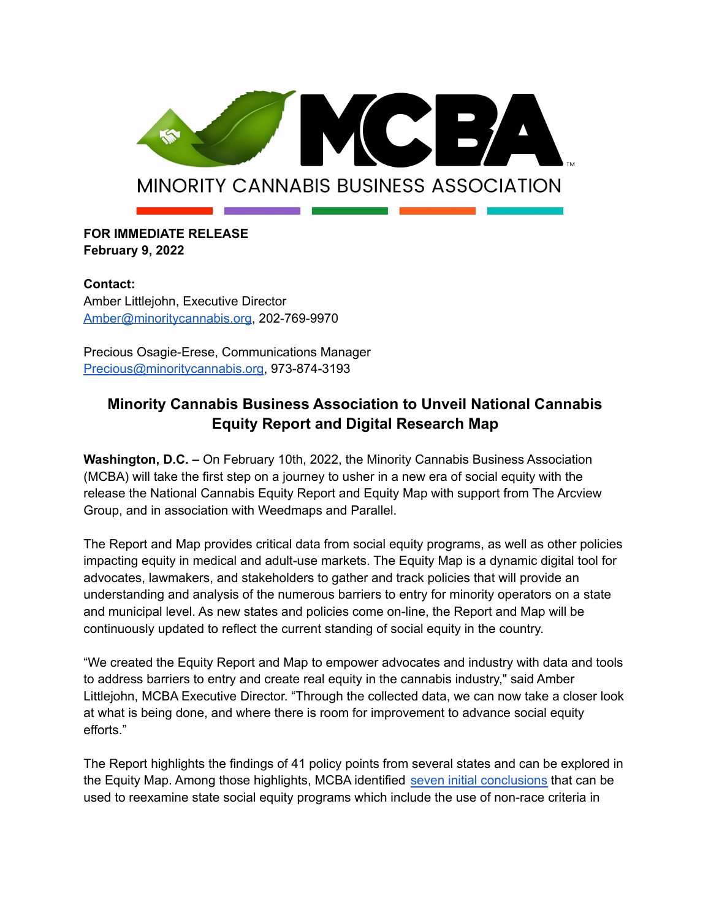MCBA

MINORITY CANNABIS BUSINESS ASSOCIATION

**FOR IMMEDIATE RELEASE**
**February 9, 2022**

**Contact:**
Amber Littlejohn, Executive Director
[Amber@minoritycannabis.org](mailto:Amber@minoritycannabis.org), 202-769-9970

Precious Osagie-Erese, Communications Manager
[Precious@minoritycannabis.org](mailto:Precious@minoritycannabis.org), 973-874-3193

## Minority Cannabis Business Association to Unveil National Cannabis Equity Report and Digital Research Map

**Washington, D.C. –** On February 10th, 2022, the Minority Cannabis Business Association (MCBA) will take the first step on a journey to usher in a new era of social equity with the release the National Cannabis Equity Report and Equity Map with support from The Arcview Group, and in association with Weedmaps and Parallel.

The Report and Map provides critical data from social equity programs, as well as other policies impacting equity in medical and adult-use markets. The Equity Map is a dynamic digital tool for advocates, lawmakers, and stakeholders to gather and track policies that will provide an understanding and analysis of the numerous barriers to entry for minority operators on a state and municipal level. As new states and policies come on-line, the Report and Map will be continuously updated to reflect the current standing of social equity in the country.

"We created the Equity Report and Map to empower advocates and industry with data and tools to address barriers to entry and create real equity in the cannabis industry," said Amber Littlejohn, MCBA Executive Director. "Through the collected data, we can now take a closer look at what is being done, and where there is room for improvement to advance social equity efforts."

The Report highlights the findings of 41 policy points from several states and can be explored in the Equity Map. Among those highlights, MCBA identified seven initial conclusions that can be used to reexamine state social equity programs which include the use of non-race criteria in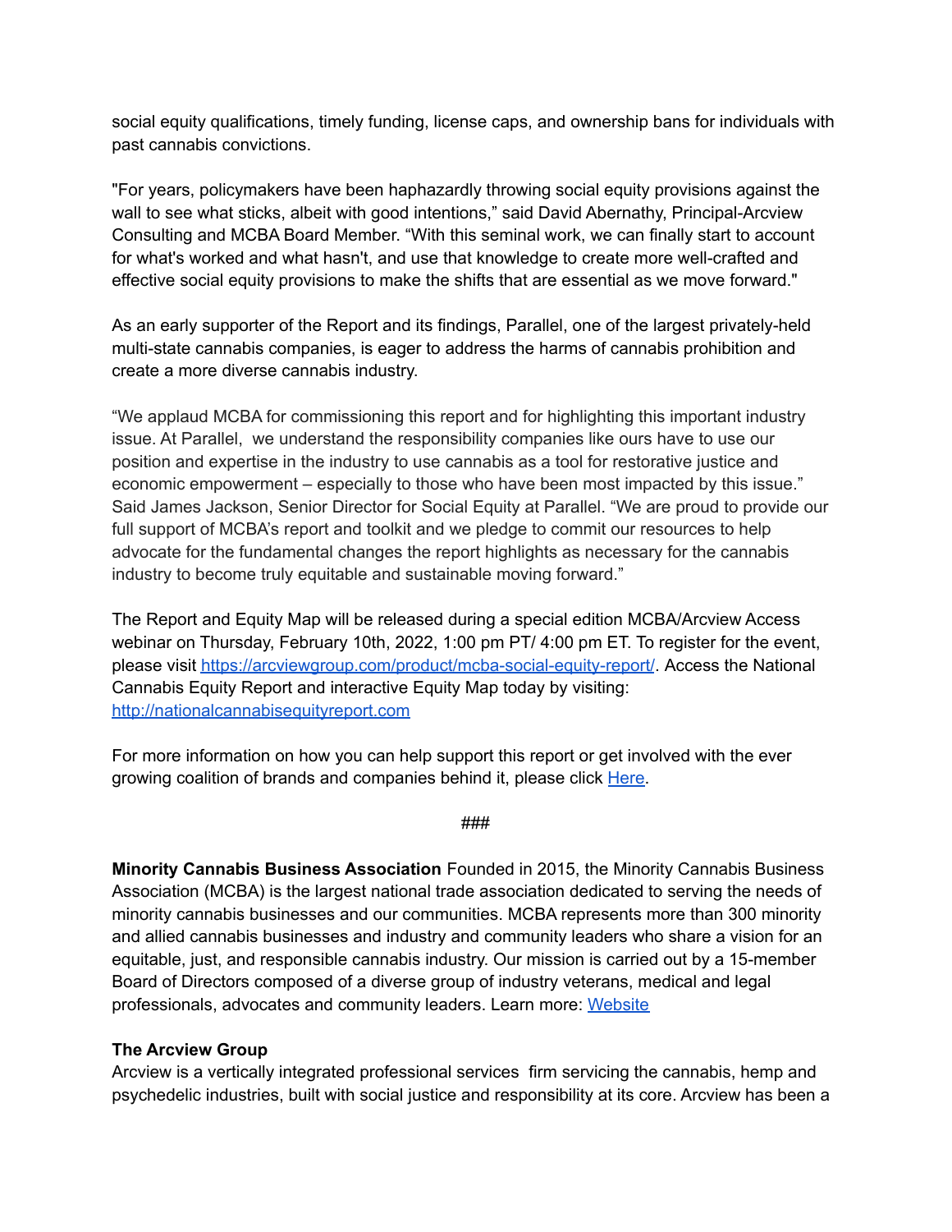social equity qualifications, timely funding, license caps, and ownership bans for individuals with past cannabis convictions.

"For years, policymakers have been haphazardly throwing social equity provisions against the wall to see what sticks, albeit with good intentions," said David Abernathy, Principal-Arcview Consulting and MCBA Board Member. "With this seminal work, we can finally start to account for what's worked and what hasn't, and use that knowledge to create more well-crafted and effective social equity provisions to make the shifts that are essential as we move forward."

As an early supporter of the Report and its findings, Parallel, one of the largest privately-held multi-state cannabis companies, is eager to address the harms of cannabis prohibition and create a more diverse cannabis industry.

"We applaud MCBA for commissioning this report and for highlighting this important industry issue. At Parallel, we understand the responsibility companies like ours have to use our position and expertise in the industry to use cannabis as a tool for restorative justice and economic empowerment – especially to those who have been most impacted by this issue." Said James Jackson, Senior Director for Social Equity at Parallel. "We are proud to provide our full support of MCBA's report and toolkit and we pledge to commit our resources to help advocate for the fundamental changes the report highlights as necessary for the cannabis industry to become truly equitable and sustainable moving forward."

The Report and Equity Map will be released during a special edition MCBA/Arcview Access webinar on Thursday, February 10th, 2022, 1:00 pm PT/ 4:00 pm ET. To register for the event, please visit [https://arcviewgroup.com/product/mcba-social-equity-report/](https://arcviewgroup.com/product/mcba-social-equity-report/). Access the National Cannabis Equity Report and interactive Equity Map today by visiting: [http://nationalcannabisequityreport.com](http://nationalcannabisequityreport.com)

For more information on how you can help support this report or get involved with the ever growing coalition of brands and companies behind it, please click Here.

###

**Minority Cannabis Business Association** Founded in 2015, the Minority Cannabis Business Association (MCBA) is the largest national trade association dedicated to serving the needs of minority cannabis businesses and our communities. MCBA represents more than 300 minority and allied cannabis businesses and industry and community leaders who share a vision for an equitable, just, and responsible cannabis industry. Our mission is carried out by a 15-member Board of Directors composed of a diverse group of industry veterans, medical and legal professionals, advocates and community leaders. Learn more: Website

**The Arcview Group**
Arcview is a vertically integrated professional services firm servicing the cannabis, hemp and psychedelic industries, built with social justice and responsibility at its core. Arcview has been a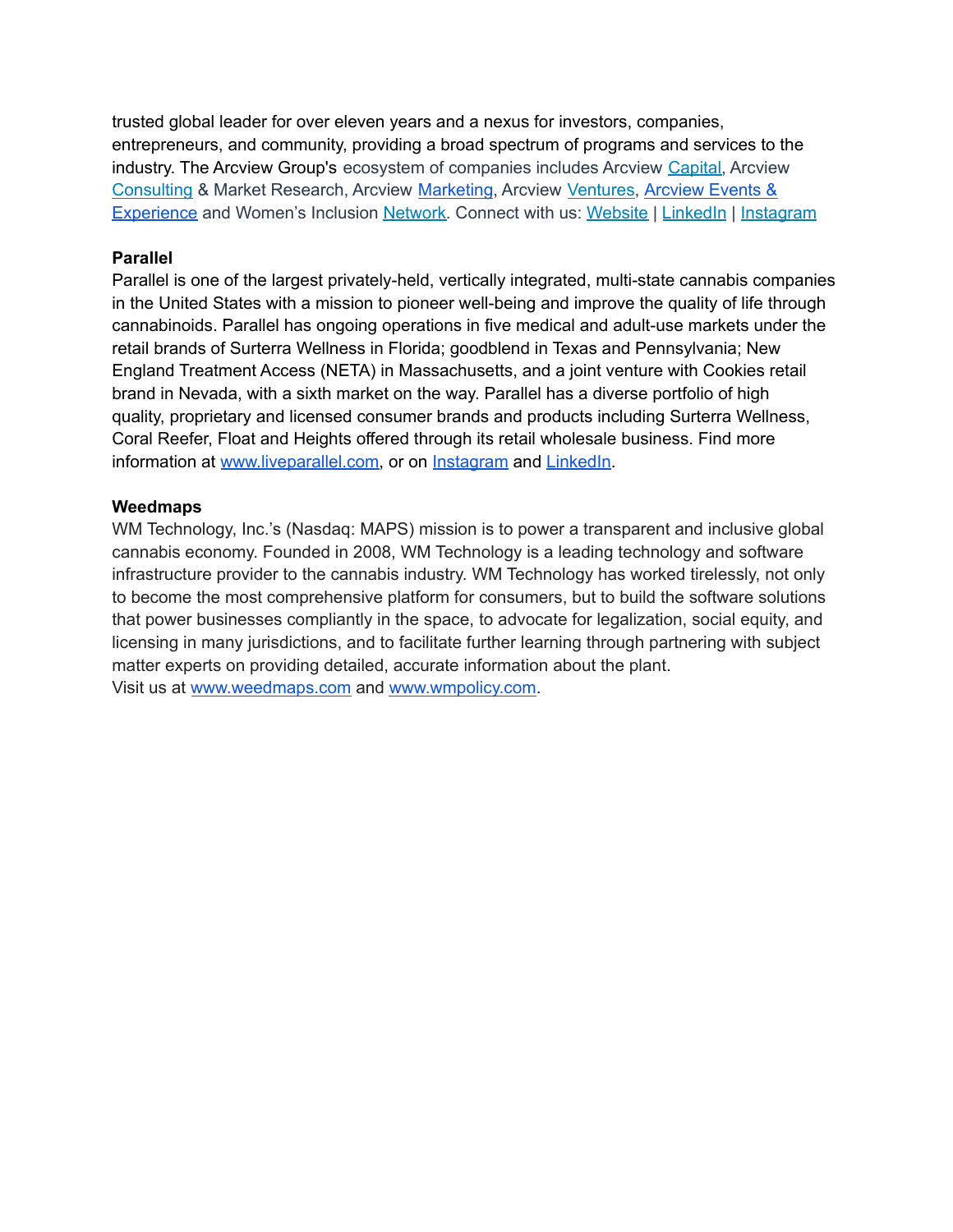trusted global leader for over eleven years and a nexus for investors, companies, entrepreneurs, and community, providing a broad spectrum of programs and services to the industry. The Arcview Group's ecosystem of companies includes Arcview Capital, Arcview Consulting & Market Research, Arcview Marketing, Arcview Ventures, Arcview Events & Experience and Women's Inclusion Network. Connect with us: Website | LinkedIn | Instagram

**Parallel**

Parallel is one of the largest privately-held, vertically integrated, multi-state cannabis companies in the United States with a mission to pioneer well-being and improve the quality of life through cannabinoids. Parallel has ongoing operations in five medical and adult-use markets under the retail brands of Surterra Wellness in Florida; goodblend in Texas and Pennsylvania; New England Treatment Access (NETA) in Massachusetts, and a joint venture with Cookies retail brand in Nevada, with a sixth market on the way. Parallel has a diverse portfolio of high quality, proprietary and licensed consumer brands and products including Surterra Wellness, Coral Reefer, Float and Heights offered through its retail wholesale business. Find more information at www.liveparallel.com, or on Instagram and LinkedIn.

**Weedmaps**

WM Technology, Inc.'s (Nasdaq: MAPS) mission is to power a transparent and inclusive global cannabis economy. Founded in 2008, WM Technology is a leading technology and software infrastructure provider to the cannabis industry. WM Technology has worked tirelessly, not only to become the most comprehensive platform for consumers, but to build the software solutions that power businesses compliantly in the space, to advocate for legalization, social equity, and licensing in many jurisdictions, and to facilitate further learning through partnering with subject matter experts on providing detailed, accurate information about the plant.
Visit us at www.weedmaps.com and www.wmpolicy.com.